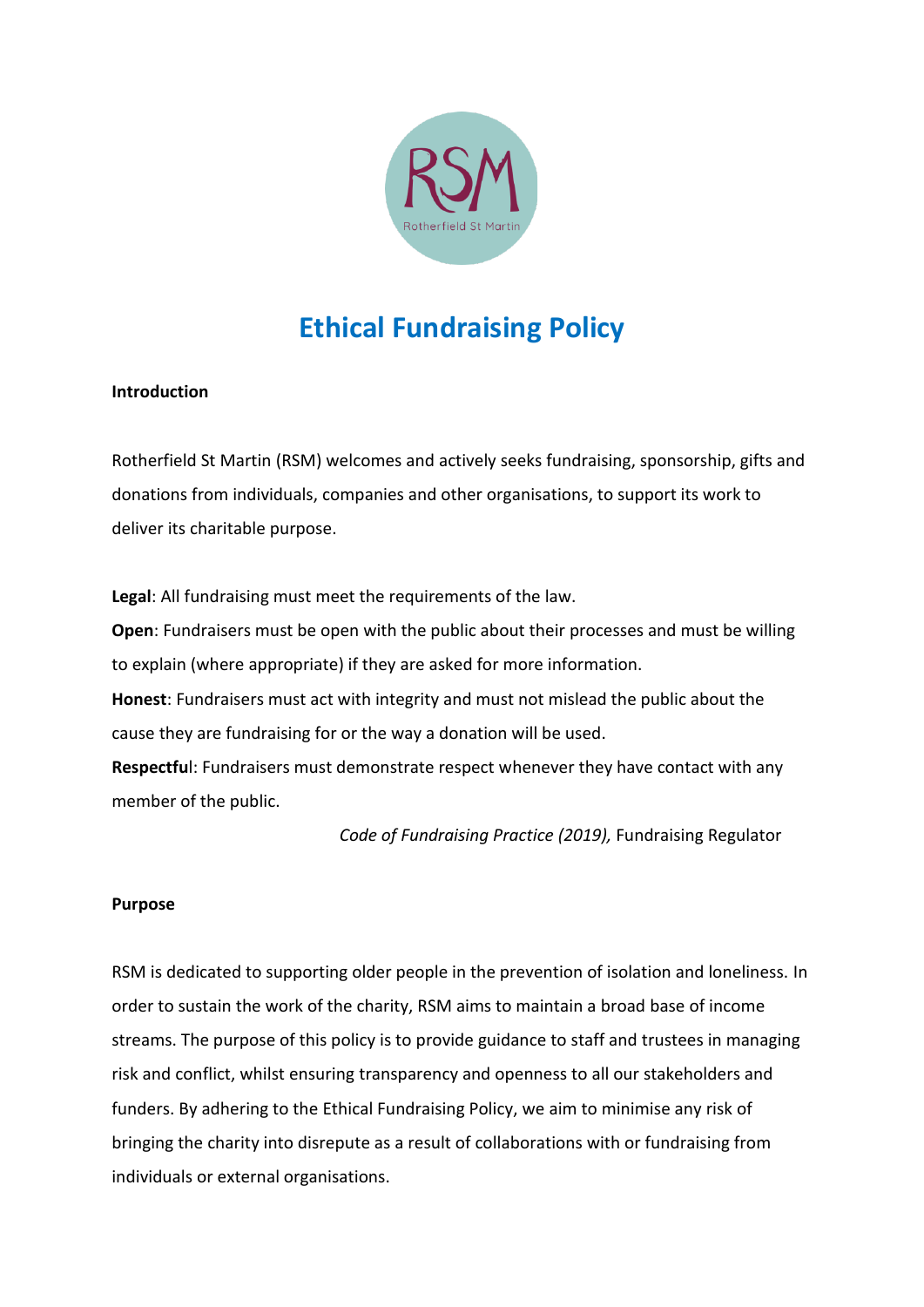# Ethical Fundraising Policy

**Introduction**

Rotherfield St Martin (RSM) welcomes and actively seeks fundraising, sponsorship, gifts and donations from individuals, companies and other organisations, to support its work to deliver its charitable purpose.

**Legal**: All fundraising must meet the requirements of the law.
**Open**: Fundraisers must be open with the public about their processes and must be willing to explain (where appropriate) if they are asked for more information.
**Honest**: Fundraisers must act with integrity and must not mislead the public about the cause they are fundraising for or the way a donation will be used.
**Respectful**: Fundraisers must demonstrate respect whenever they have contact with any member of the public.

*Code of Fundraising Practice (2019),* Fundraising Regulator

**Purpose**

RSM is dedicated to supporting older people in the prevention of isolation and loneliness. In order to sustain the work of the charity, RSM aims to maintain a broad base of income streams. The purpose of this policy is to provide guidance to staff and trustees in managing risk and conflict, whilst ensuring transparency and openness to all our stakeholders and funders. By adhering to the Ethical Fundraising Policy, we aim to minimise any risk of bringing the charity into disrepute as a result of collaborations with or fundraising from individuals or external organisations.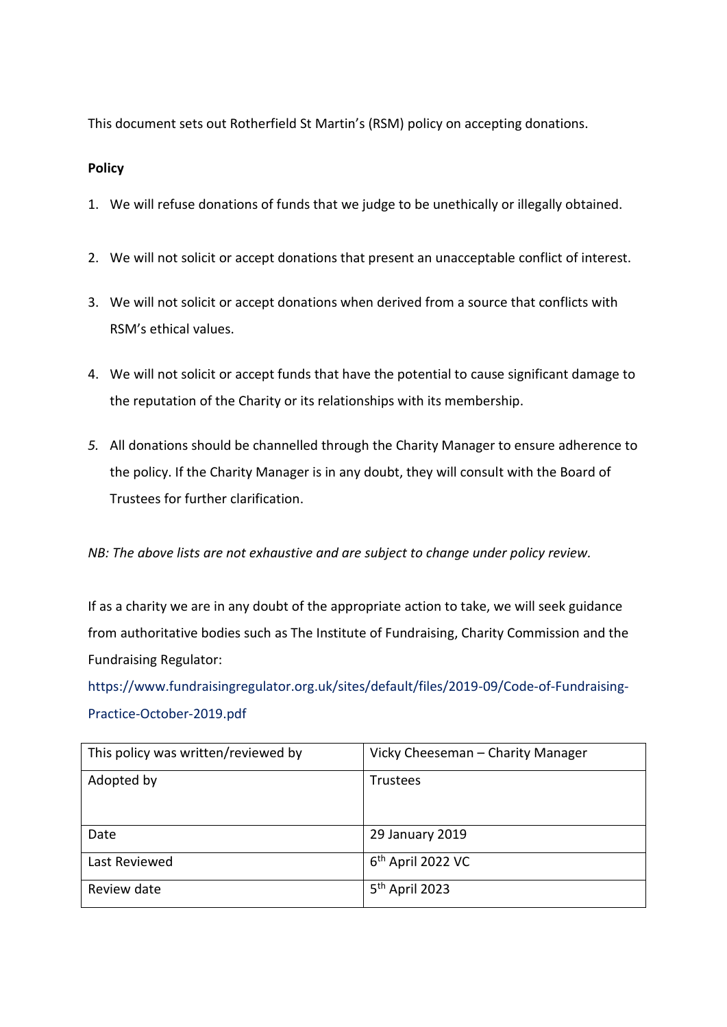This document sets out Rotherfield St Martin's (RSM) policy on accepting donations.

**Policy**

1. We will refuse donations of funds that we judge to be unethically or illegally obtained.
2. We will not solicit or accept donations that present an unacceptable conflict of interest.
3. We will not solicit or accept donations when derived from a source that conflicts with RSM's ethical values.
4. We will not solicit or accept funds that have the potential to cause significant damage to the reputation of the Charity or its relationships with its membership.
5. All donations should be channelled through the Charity Manager to ensure adherence to the policy. If the Charity Manager is in any doubt, they will consult with the Board of Trustees for further clarification.

*NB: The above lists are not exhaustive and are subject to change under policy review.*

If as a charity we are in any doubt of the appropriate action to take, we will seek guidance from authoritative bodies such as The Institute of Fundraising, Charity Commission and the Fundraising Regulator:

https://www.fundraisingregulator.org.uk/sites/default/files/2019-09/Code-of-Fundraising-Practice-October-2019.pdf

| | |
|---|---|
| This policy was written/reviewed by | Vicky Cheeseman – Charity Manager |
| Adopted by | Trustees |
| Date | 29 January 2019 |
| Last Reviewed | 6th April 2022 VC |
| Review date | 5th April 2023 |